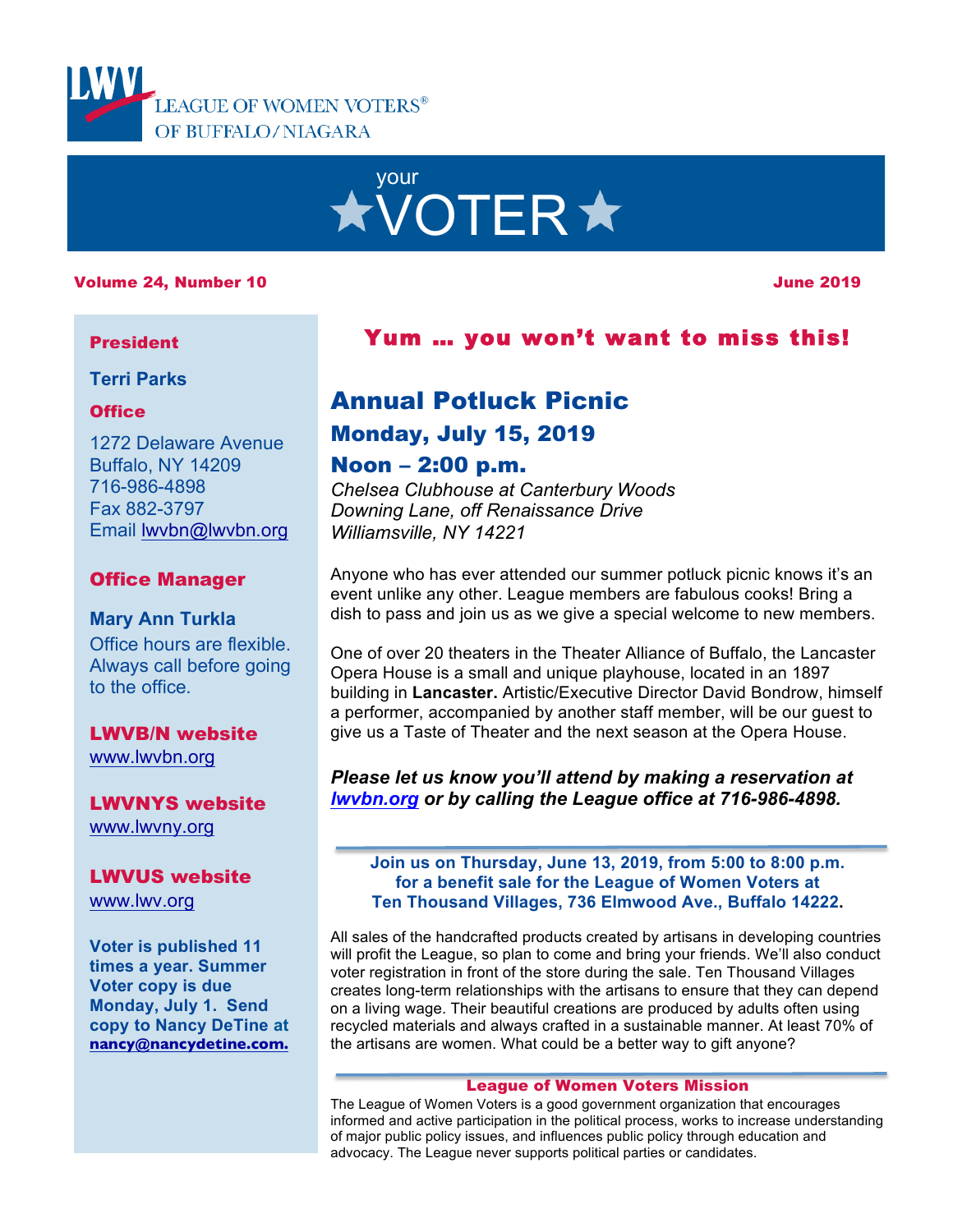LEAGUE OF WOMEN VOTERS® OF BUFFALO/NIAGARA

# your ★VOTER★

**Volume 24, Number 10** **June 2019**

**President**

**Terri Parks**

**Office**

1272 Delaware Avenue
Buffalo, NY 14209
716-986-4898
Fax 882-3797
Email lwvbn@lwvbn.org

**Office Manager**

**Mary Ann Turkla**
Office hours are flexible. Always call before going to the office.

**LWVB/N website**
www.lwvbn.org

**LWVNYS website**
www.lwvny.org

**LWVUS website**
www.lwv.org

**Voter is published 11 times a year. Summer Voter copy is due Monday, July 1. Send copy to Nancy DeTine at nancy@nancydetine.com.**

## Yum … you won't want to miss this!

## Annual Potluck Picnic

### Monday, July 15, 2019

### Noon – 2:00 p.m.

*Chelsea Clubhouse at Canterbury Woods*
*Downing Lane, off Renaissance Drive*
*Williamsville, NY 14221*

Anyone who has ever attended our summer potluck picnic knows it's an event unlike any other. League members are fabulous cooks! Bring a dish to pass and join us as we give a special welcome to new members.

One of over 20 theaters in the Theater Alliance of Buffalo, the Lancaster Opera House is a small and unique playhouse, located in an 1897 building in **Lancaster.** Artistic/Executive Director David Bondrow, himself a performer, accompanied by another staff member, will be our guest to give us a Taste of Theater and the next season at the Opera House.

***Please let us know you'll attend by making a reservation at lwvbn.org or by calling the League office at 716-986-4898.***

---

**Join us on Thursday, June 13, 2019, from 5:00 to 8:00 p.m. for a benefit sale for the League of Women Voters at Ten Thousand Villages, 736 Elmwood Ave., Buffalo 14222.**

All sales of the handcrafted products created by artisans in developing countries will profit the League, so plan to come and bring your friends. We'll also conduct voter registration in front of the store during the sale. Ten Thousand Villages creates long-term relationships with the artisans to ensure that they can depend on a living wage. Their beautiful creations are produced by adults often using recycled materials and always crafted in a sustainable manner. At least 70% of the artisans are women. What could be a better way to gift anyone?

---

**League of Women Voters Mission**

The League of Women Voters is a good government organization that encourages informed and active participation in the political process, works to increase understanding of major public policy issues, and influences public policy through education and advocacy. The League never supports political parties or candidates.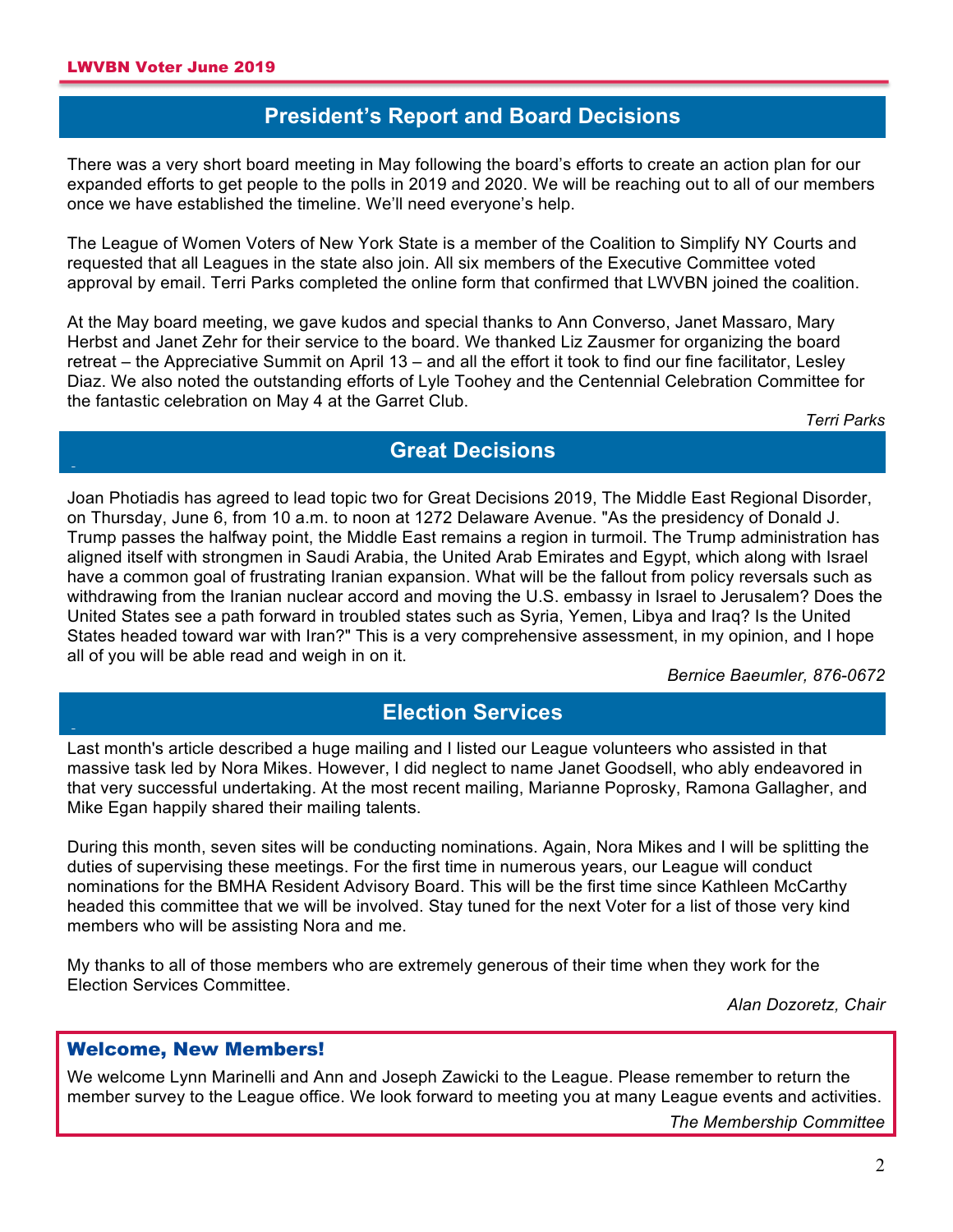## President's Report and Board Decisions

There was a very short board meeting in May following the board's efforts to create an action plan for our expanded efforts to get people to the polls in 2019 and 2020. We will be reaching out to all of our members once we have established the timeline. We'll need everyone's help.

The League of Women Voters of New York State is a member of the Coalition to Simplify NY Courts and requested that all Leagues in the state also join. All six members of the Executive Committee voted approval by email. Terri Parks completed the online form that confirmed that LWVBN joined the coalition.

At the May board meeting, we gave kudos and special thanks to Ann Converso, Janet Massaro, Mary Herbst and Janet Zehr for their service to the board. We thanked Liz Zausmer for organizing the board retreat – the Appreciative Summit on April 13 – and all the effort it took to find our fine facilitator, Lesley Diaz. We also noted the outstanding efforts of Lyle Toohey and the Centennial Celebration Committee for the fantastic celebration on May 4 at the Garret Club.

*Terri Parks*

## Great Decisions

Joan Photiadis has agreed to lead topic two for Great Decisions 2019, The Middle East Regional Disorder, on Thursday, June 6, from 10 a.m. to noon at 1272 Delaware Avenue. "As the presidency of Donald J. Trump passes the halfway point, the Middle East remains a region in turmoil. The Trump administration has aligned itself with strongmen in Saudi Arabia, the United Arab Emirates and Egypt, which along with Israel have a common goal of frustrating Iranian expansion. What will be the fallout from policy reversals such as withdrawing from the Iranian nuclear accord and moving the U.S. embassy in Israel to Jerusalem? Does the United States see a path forward in troubled states such as Syria, Yemen, Libya and Iraq? Is the United States headed toward war with Iran?" This is a very comprehensive assessment, in my opinion, and I hope all of you will be able read and weigh in on it.

*Bernice Baeumler, 876-0672*

## Election Services

Last month's article described a huge mailing and I listed our League volunteers who assisted in that massive task led by Nora Mikes. However, I did neglect to name Janet Goodsell, who ably endeavored in that very successful undertaking. At the most recent mailing, Marianne Poprosky, Ramona Gallagher, and Mike Egan happily shared their mailing talents.

During this month, seven sites will be conducting nominations. Again, Nora Mikes and I will be splitting the duties of supervising these meetings. For the first time in numerous years, our League will conduct nominations for the BMHA Resident Advisory Board. This will be the first time since Kathleen McCarthy headed this committee that we will be involved. Stay tuned for the next Voter for a list of those very kind members who will be assisting Nora and me.

My thanks to all of those members who are extremely generous of their time when they work for the Election Services Committee.

*Alan Dozoretz, Chair*

### Welcome, New Members!

We welcome Lynn Marinelli and Ann and Joseph Zawicki to the League. Please remember to return the member survey to the League office. We look forward to meeting you at many League events and activities.

*The Membership Committee*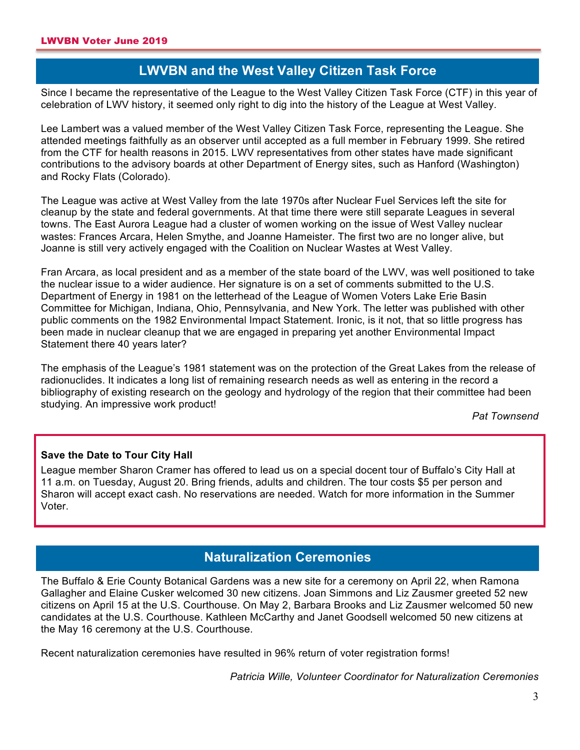## LWVBN and the West Valley Citizen Task Force

Since I became the representative of the League to the West Valley Citizen Task Force (CTF) in this year of celebration of LWV history, it seemed only right to dig into the history of the League at West Valley.

Lee Lambert was a valued member of the West Valley Citizen Task Force, representing the League. She attended meetings faithfully as an observer until accepted as a full member in February 1999. She retired from the CTF for health reasons in 2015. LWV representatives from other states have made significant contributions to the advisory boards at other Department of Energy sites, such as Hanford (Washington) and Rocky Flats (Colorado).

The League was active at West Valley from the late 1970s after Nuclear Fuel Services left the site for cleanup by the state and federal governments. At that time there were still separate Leagues in several towns. The East Aurora League had a cluster of women working on the issue of West Valley nuclear wastes: Frances Arcara, Helen Smythe, and Joanne Hameister. The first two are no longer alive, but Joanne is still very actively engaged with the Coalition on Nuclear Wastes at West Valley.

Fran Arcara, as local president and as a member of the state board of the LWV, was well positioned to take the nuclear issue to a wider audience. Her signature is on a set of comments submitted to the U.S. Department of Energy in 1981 on the letterhead of the League of Women Voters Lake Erie Basin Committee for Michigan, Indiana, Ohio, Pennsylvania, and New York. The letter was published with other public comments on the 1982 Environmental Impact Statement. Ironic, is it not, that so little progress has been made in nuclear cleanup that we are engaged in preparing yet another Environmental Impact Statement there 40 years later?

The emphasis of the League's 1981 statement was on the protection of the Great Lakes from the release of radionuclides. It indicates a long list of remaining research needs as well as entering in the record a bibliography of existing research on the geology and hydrology of the region that their committee had been studying. An impressive work product!

*Pat Townsend*

**Save the Date to Tour City Hall**

League member Sharon Cramer has offered to lead us on a special docent tour of Buffalo's City Hall at 11 a.m. on Tuesday, August 20. Bring friends, adults and children. The tour costs $5 per person and Sharon will accept exact cash. No reservations are needed. Watch for more information in the Summer Voter.

## Naturalization Ceremonies

The Buffalo & Erie County Botanical Gardens was a new site for a ceremony on April 22, when Ramona Gallagher and Elaine Cusker welcomed 30 new citizens. Joan Simmons and Liz Zausmer greeted 52 new citizens on April 15 at the U.S. Courthouse. On May 2, Barbara Brooks and Liz Zausmer welcomed 50 new candidates at the U.S. Courthouse. Kathleen McCarthy and Janet Goodsell welcomed 50 new citizens at the May 16 ceremony at the U.S. Courthouse.

Recent naturalization ceremonies have resulted in 96% return of voter registration forms!

*Patricia Wille, Volunteer Coordinator for Naturalization Ceremonies*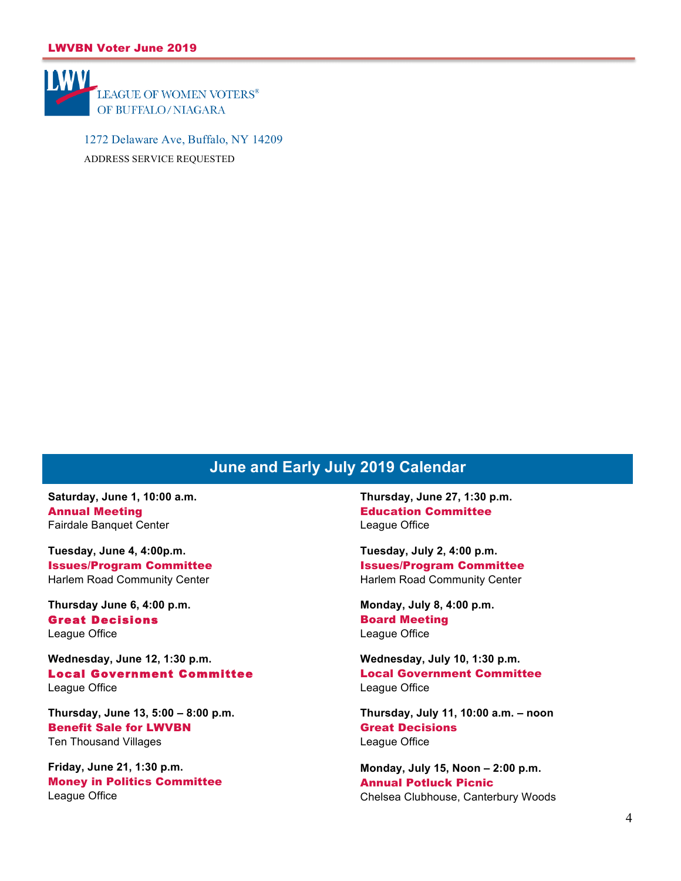LEAGUE OF WOMEN VOTERS®
OF BUFFALO/NIAGARA

1272 Delaware Ave, Buffalo, NY 14209

ADDRESS SERVICE REQUESTED

## June and Early July 2019 Calendar

**Saturday, June 1, 10:00 a.m.**
**Annual Meeting**
Fairdale Banquet Center

**Tuesday, June 4, 4:00p.m.**
**Issues/Program Committee**
Harlem Road Community Center

**Thursday June 6, 4:00 p.m.**
**Great Decisions**
League Office

**Wednesday, June 12, 1:30 p.m.**
**Local Government Committee**
League Office

**Thursday, June 13, 5:00 – 8:00 p.m.**
**Benefit Sale for LWVBN**
Ten Thousand Villages

**Friday, June 21, 1:30 p.m.**
**Money in Politics Committee**
League Office

**Thursday, June 27, 1:30 p.m.**
**Education Committee**
League Office

**Tuesday, July 2, 4:00 p.m.**
**Issues/Program Committee**
Harlem Road Community Center

**Monday, July 8, 4:00 p.m.**
**Board Meeting**
League Office

**Wednesday, July 10, 1:30 p.m.**
**Local Government Committee**
League Office

**Thursday, July 11, 10:00 a.m. – noon**
**Great Decisions**
League Office

**Monday, July 15, Noon – 2:00 p.m.**
**Annual Potluck Picnic**
Chelsea Clubhouse, Canterbury Woods